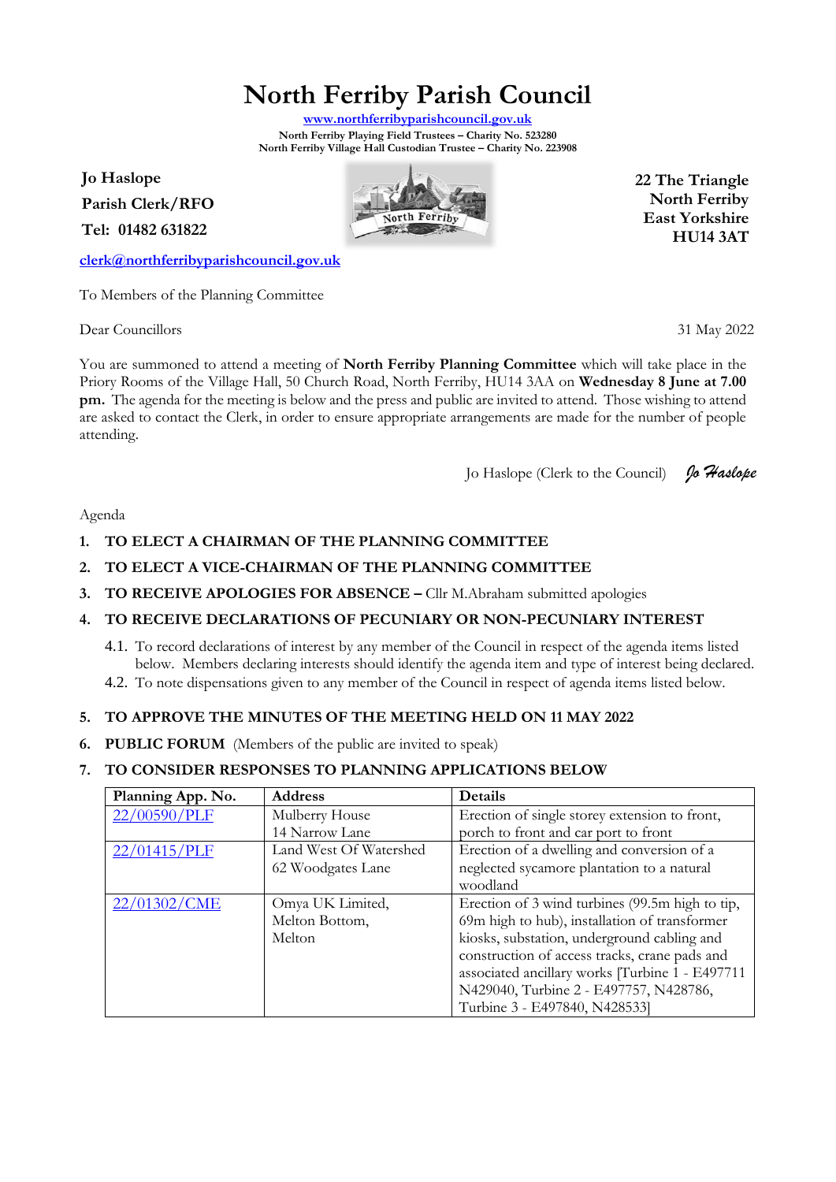# North Ferriby Parish Council

[www.northferribyparishcouncil.gov.uk](http://www.northferribyparishcouncil.gov.uk)

**North Ferriby Playing Field Trustees – Charity No. 523280**
**North Ferriby Village Hall Custodian Trustee – Charity No. 223908**

**Jo Haslope**
**Parish Clerk/RFO**
**Tel: 01482 631822**

[clerk@northferribyparishcouncil.gov.uk](mailto:clerk@northferribyparishcouncil.gov.uk)

**22 The Triangle**
**North Ferriby**
**East Yorkshire**
**HU14 3AT**

To Members of the Planning Committee

Dear Councillors

31 May 2022

You are summoned to attend a meeting of **North Ferriby Planning Committee** which will take place in the Priory Rooms of the Village Hall, 50 Church Road, North Ferriby, HU14 3AA on **Wednesday 8 June at 7.00 pm.** The agenda for the meeting is below and the press and public are invited to attend. Those wishing to attend are asked to contact the Clerk, in order to ensure appropriate arrangements are made for the number of people attending.

Jo Haslope (Clerk to the Council) *Jo Haslope*

Agenda

1. **TO ELECT A CHAIRMAN OF THE PLANNING COMMITTEE**
2. **TO ELECT A VICE-CHAIRMAN OF THE PLANNING COMMITTEE**
3. **TO RECEIVE APOLOGIES FOR ABSENCE –** Cllr M.Abraham submitted apologies
4. **TO RECEIVE DECLARATIONS OF PECUNIARY OR NON-PECUNIARY INTEREST**
   - 4.1. To record declarations of interest by any member of the Council in respect of the agenda items listed below. Members declaring interests should identify the agenda item and type of interest being declared.
   - 4.2. To note dispensations given to any member of the Council in respect of agenda items listed below.
5. **TO APPROVE THE MINUTES OF THE MEETING HELD ON 11 MAY 2022**
6. **PUBLIC FORUM** (Members of the public are invited to speak)
7. **TO CONSIDER RESPONSES TO PLANNING APPLICATIONS BELOW**

| Planning App. No. | Address | Details |
|---|---|---|
| 22/00590/PLF | Mulberry House<br>14 Narrow Lane | Erection of single storey extension to front, porch to front and car port to front |
| 22/01415/PLF | Land West Of Watershed<br>62 Woodgates Lane | Erection of a dwelling and conversion of a neglected sycamore plantation to a natural woodland |
| 22/01302/CME | Omya UK Limited,<br>Melton Bottom,<br>Melton | Erection of 3 wind turbines (99.5m high to tip, 69m high to hub), installation of transformer kiosks, substation, underground cabling and construction of access tracks, crane pads and associated ancillary works [Turbine 1 - E497711 N429040, Turbine 2 - E497757, N428786, Turbine 3 - E497840, N428533] |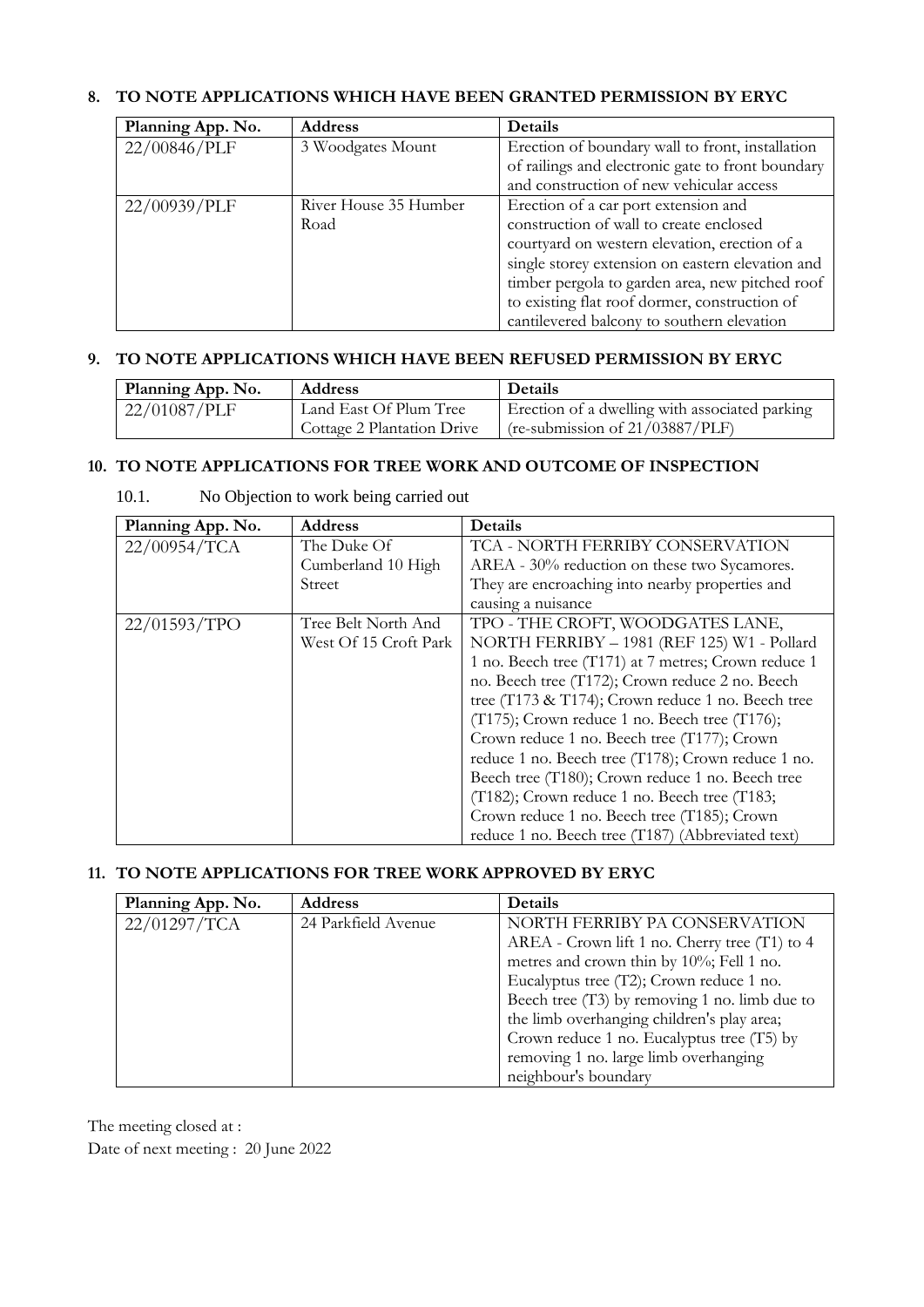**8. TO NOTE APPLICATIONS WHICH HAVE BEEN GRANTED PERMISSION BY ERYC**

| Planning App. No. | Address | Details |
|---|---|---|
| 22/00846/PLF | 3 Woodgates Mount | Erection of boundary wall to front, installation of railings and electronic gate to front boundary and construction of new vehicular access |
| 22/00939/PLF | River House 35 Humber Road | Erection of a car port extension and construction of wall to create enclosed courtyard on western elevation, erection of a single storey extension on eastern elevation and timber pergola to garden area, new pitched roof to existing flat roof dormer, construction of cantilevered balcony to southern elevation |

**9. TO NOTE APPLICATIONS WHICH HAVE BEEN REFUSED PERMISSION BY ERYC**

| Planning App. No. | Address | Details |
|---|---|---|
| 22/01087/PLF | Land East Of Plum Tree Cottage 2 Plantation Drive | Erection of a dwelling with associated parking (re-submission of 21/03887/PLF) |

**10. TO NOTE APPLICATIONS FOR TREE WORK AND OUTCOME OF INSPECTION**

10.1. No Objection to work being carried out

| Planning App. No. | Address | Details |
|---|---|---|
| 22/00954/TCA | The Duke Of Cumberland 10 High Street | TCA - NORTH FERRIBY CONSERVATION AREA - 30% reduction on these two Sycamores. They are encroaching into nearby properties and causing a nuisance |
| 22/01593/TPO | Tree Belt North And West Of 15 Croft Park | TPO - THE CROFT, WOODGATES LANE, NORTH FERRIBY – 1981 (REF 125) W1 - Pollard 1 no. Beech tree (T171) at 7 metres; Crown reduce 1 no. Beech tree (T172); Crown reduce 2 no. Beech tree (T173 & T174); Crown reduce 1 no. Beech tree (T175); Crown reduce 1 no. Beech tree (T176); Crown reduce 1 no. Beech tree (T177); Crown reduce 1 no. Beech tree (T178); Crown reduce 1 no. Beech tree (T180); Crown reduce 1 no. Beech tree (T182); Crown reduce 1 no. Beech tree (T183; Crown reduce 1 no. Beech tree (T185); Crown reduce 1 no. Beech tree (T187) (Abbreviated text) |

**11. TO NOTE APPLICATIONS FOR TREE WORK APPROVED BY ERYC**

| Planning App. No. | Address | Details |
|---|---|---|
| 22/01297/TCA | 24 Parkfield Avenue | NORTH FERRIBY PA CONSERVATION AREA - Crown lift 1 no. Cherry tree (T1) to 4 metres and crown thin by 10%; Fell 1 no. Eucalyptus tree (T2); Crown reduce 1 no. Beech tree (T3) by removing 1 no. limb due to the limb overhanging children's play area; Crown reduce 1 no. Eucalyptus tree (T5) by removing 1 no. large limb overhanging neighbour's boundary |

The meeting closed at :

Date of next meeting : 20 June 2022